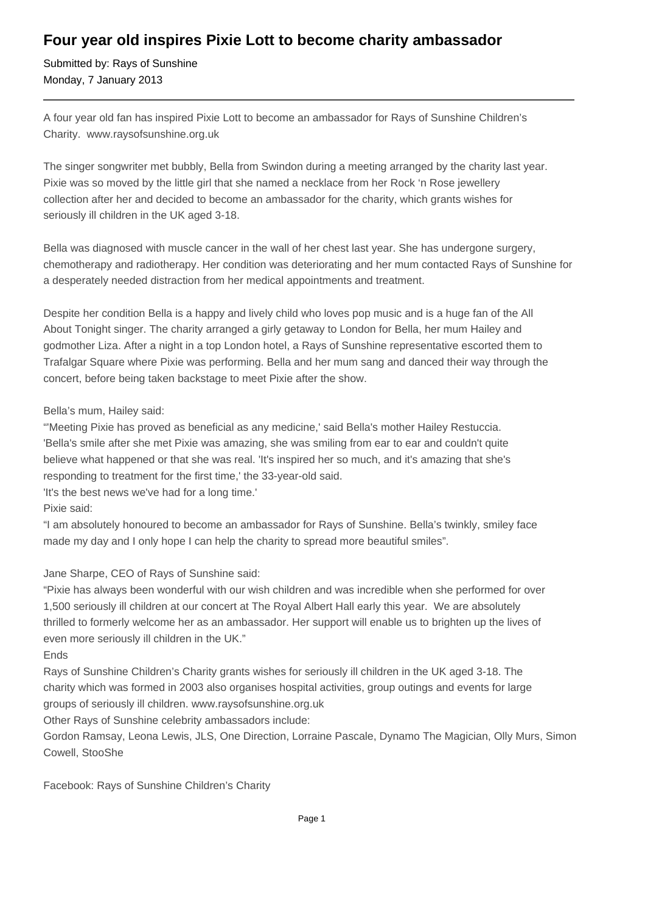# Four year old inspires Pixie Lott to become charity ambassador

Submitted by: Rays of Sunshine
Monday, 7 January 2013

---

A four year old fan has inspired Pixie Lott to become an ambassador for Rays of Sunshine Children's Charity. www.raysofsunshine.org.uk

The singer songwriter met bubbly, Bella from Swindon during a meeting arranged by the charity last year. Pixie was so moved by the little girl that she named a necklace from her Rock 'n Rose jewellery collection after her and decided to become an ambassador for the charity, which grants wishes for seriously ill children in the UK aged 3-18.

Bella was diagnosed with muscle cancer in the wall of her chest last year. She has undergone surgery, chemotherapy and radiotherapy. Her condition was deteriorating and her mum contacted Rays of Sunshine for a desperately needed distraction from her medical appointments and treatment.

Despite her condition Bella is a happy and lively child who loves pop music and is a huge fan of the All About Tonight singer. The charity arranged a girly getaway to London for Bella, her mum Hailey and godmother Liza. After a night in a top London hotel, a Rays of Sunshine representative escorted them to Trafalgar Square where Pixie was performing. Bella and her mum sang and danced their way through the concert, before being taken backstage to meet Pixie after the show.

Bella's mum, Hailey said:
"'Meeting Pixie has proved as beneficial as any medicine,' said Bella's mother Hailey Restuccia. 'Bella's smile after she met Pixie was amazing, she was smiling from ear to ear and couldn't quite believe what happened or that she was real. 'It's inspired her so much, and it's amazing that she's responding to treatment for the first time,' the 33-year-old said.
'It's the best news we've had for a long time.'
Pixie said:
"I am absolutely honoured to become an ambassador for Rays of Sunshine. Bella's twinkly, smiley face made my day and I only hope I can help the charity to spread more beautiful smiles".

Jane Sharpe, CEO of Rays of Sunshine said:
"Pixie has always been wonderful with our wish children and was incredible when she performed for over 1,500 seriously ill children at our concert at The Royal Albert Hall early this year. We are absolutely thrilled to formerly welcome her as an ambassador. Her support will enable us to brighten up the lives of even more seriously ill children in the UK."
Ends
Rays of Sunshine Children's Charity grants wishes for seriously ill children in the UK aged 3-18. The charity which was formed in 2003 also organises hospital activities, group outings and events for large groups of seriously ill children. www.raysofsunshine.org.uk
Other Rays of Sunshine celebrity ambassadors include:
Gordon Ramsay, Leona Lewis, JLS, One Direction, Lorraine Pascale, Dynamo The Magician, Olly Murs, Simon Cowell, StooShe

Facebook: Rays of Sunshine Children's Charity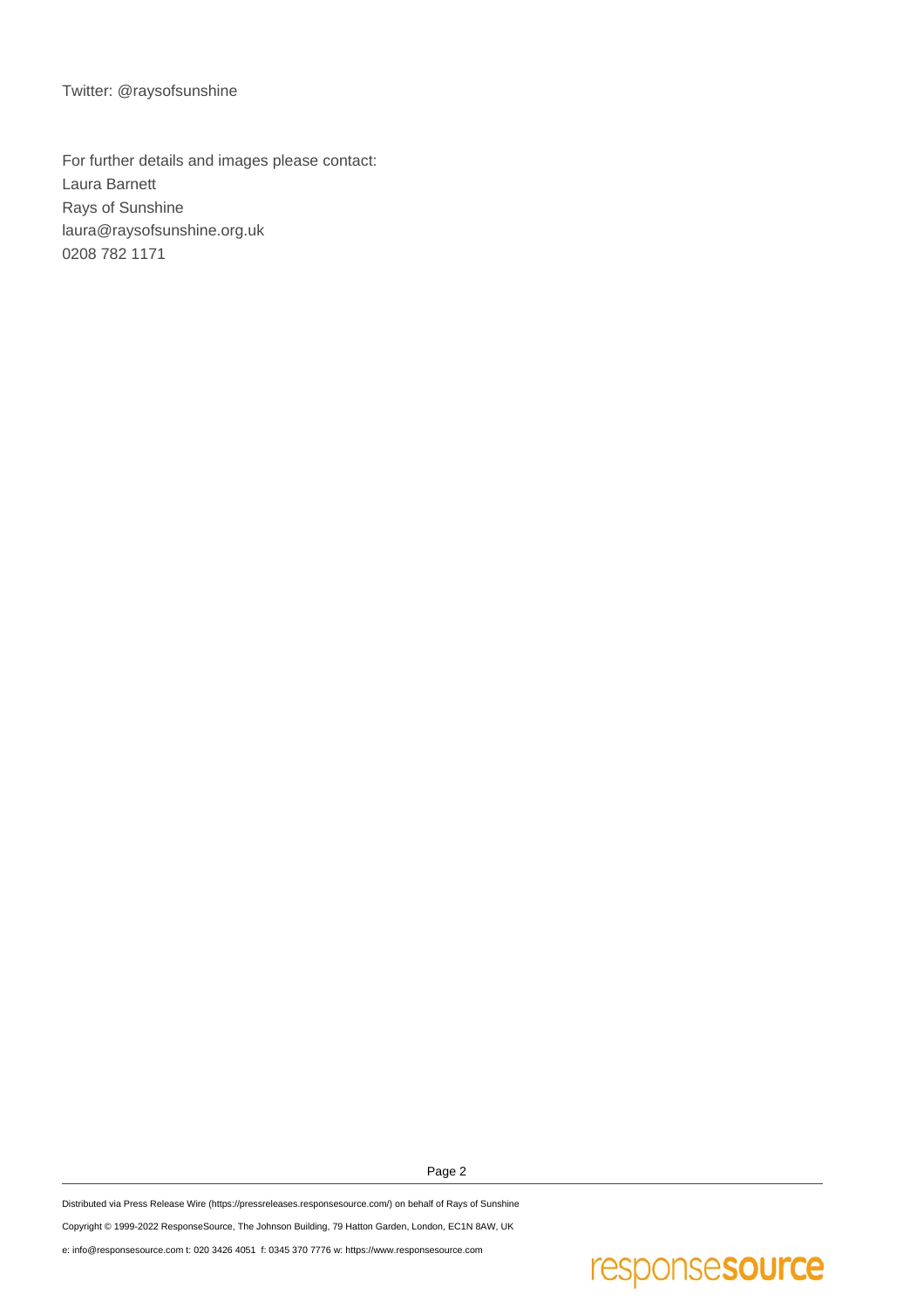Twitter: @raysofsunshine

For further details and images please contact:
Laura Barnett
Rays of Sunshine
laura@raysofsunshine.org.uk
0208 782 1171